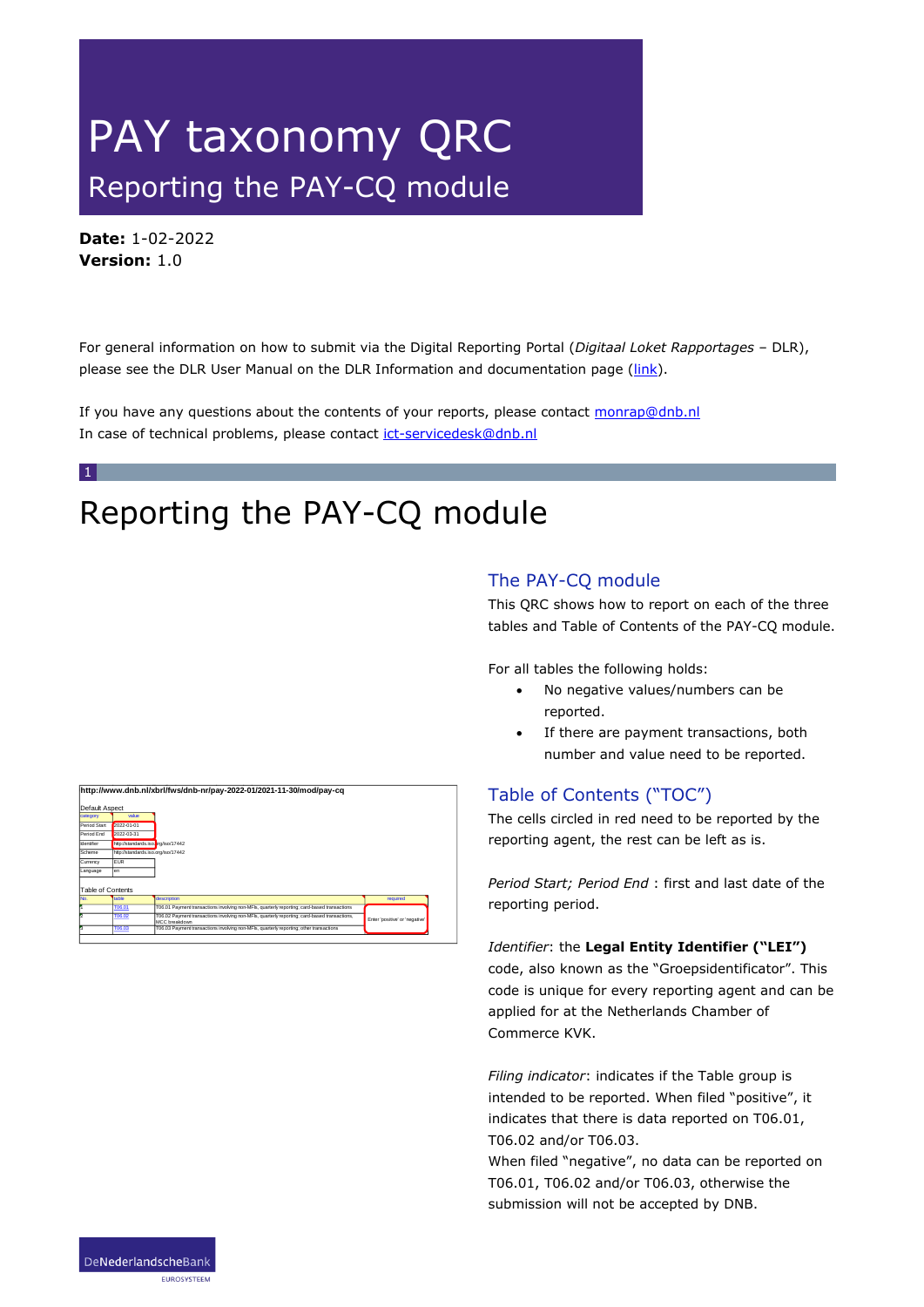# PAY taxonomy QRC

## Reporting the PAY-CQ module

**Date:** 1-02-2022
**Version:** 1.0

For general information on how to submit via the Digital Reporting Portal (*Digitaal Loket Rapportages* – DLR), please see the DLR User Manual on the DLR Information and documentation page (link).

If you have any questions about the contents of your reports, please contact monrap@dnb.nl
In case of technical problems, please contact ict-servicedesk@dnb.nl

# 1 Reporting the PAY-CQ module

http://www.dnb.nl/xbrl/fws/dnb-nr/pay-2022-01/2021-11-30/mod/pay-cq

Default Aspect

| category | value |
|---|---|
| Period Start | 2022-01-01 |
| Period End | 2022-03-31 |
| Identifier | http://standards.iso.org/iso/17442 |
| Scheme | http://standards.iso.org/iso/17442 |
| Currency | EUR |
| Language | en |

Table of Contents

| No. | table | description | required |
|---|---|---|---|
| 1 | T06.01 | T06.01 Payment transactions involving non-MFIs, quarterly reporting; card-based transactions | Enter 'positive' or 'negative' |
| 2 | T06.02 | T06.02 Payment transactions involving non-MFIs, quarterly reporting; card-based transactions, MCC breakdown | |
| 3 | T06.03 | T06.03 Payment transactions involving non-MFIs, quarterly reporting; other transactions | |

## The PAY-CQ module

This QRC shows how to report on each of the three tables and Table of Contents of the PAY-CQ module.

For all tables the following holds:

- No negative values/numbers can be reported.
- If there are payment transactions, both number and value need to be reported.

## Table of Contents ("TOC")

The cells circled in red need to be reported by the reporting agent, the rest can be left as is.

*Period Start; Period End* : first and last date of the reporting period.

*Identifier*: the **Legal Entity Identifier ("LEI")** code, also known as the "Groepsidentificator". This code is unique for every reporting agent and can be applied for at the Netherlands Chamber of Commerce KVK.

*Filing indicator*: indicates if the Table group is intended to be reported. When filed "positive", it indicates that there is data reported on T06.01, T06.02 and/or T06.03.
When filed "negative", no data can be reported on T06.01, T06.02 and/or T06.03, otherwise the submission will not be accepted by DNB.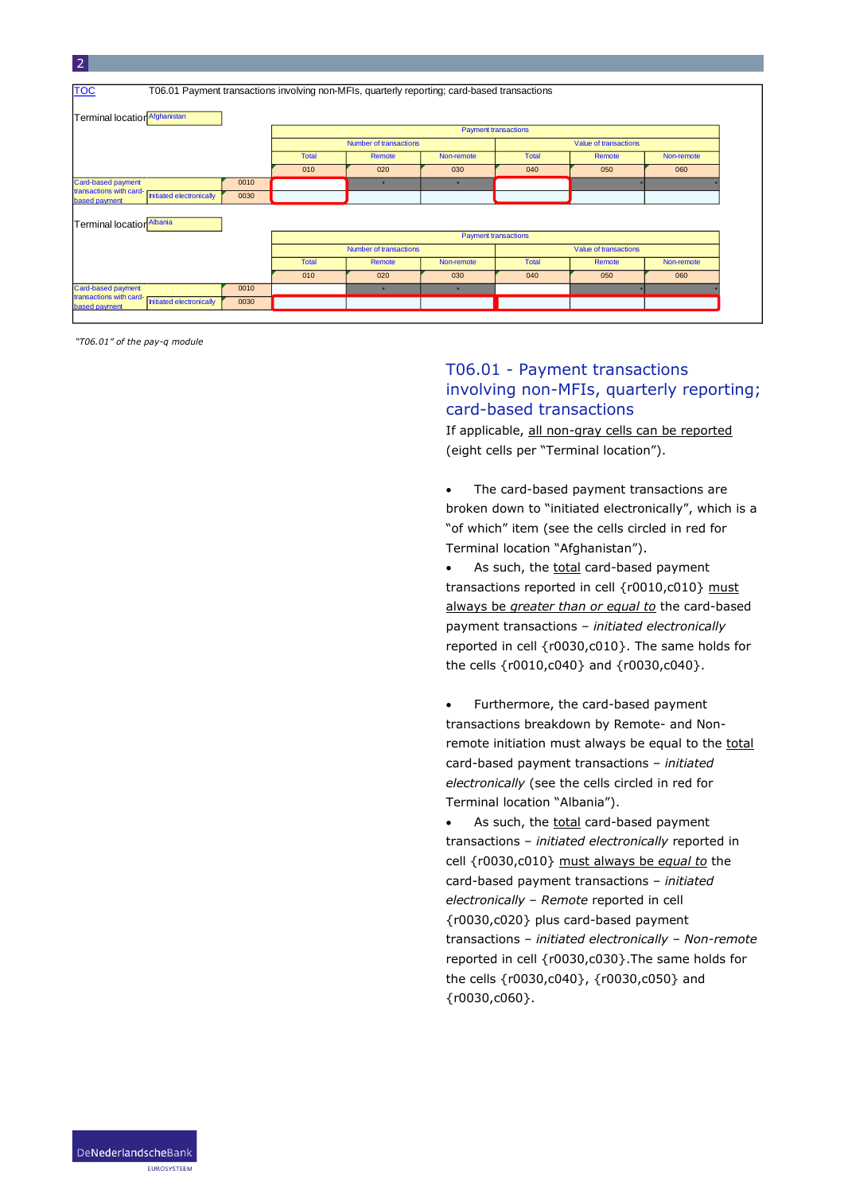| TOC | T06.01 Payment transactions involving non-MFIs, quarterly reporting; card-based transactions | | | | | | | |
|---|---|---|---|---|---|---|---|---|
| Terminal location | Afghanistan | | | | | | | |
| | | | Payment transactions | | | | | |
| | | | Number of transactions | | | Value of transactions | | |
| | | | Total | Remote | Non-remote | Total | Remote | Non-remote |
| | | | 010 | 020 | 030 | 040 | 050 | 060 |
| Card-based payment transactions with card-based payment | | 0010 | | | | | | |
| | Initiated electronically | 0030 | | | | | | |

| Terminal location | Albania | | | | | | | |
|---|---|---|---|---|---|---|---|---|
| | | | Payment transactions | | | | | |
| | | | Number of transactions | | | Value of transactions | | |
| | | | Total | Remote | Non-remote | Total | Remote | Non-remote |
| | | | 010 | 020 | 030 | 040 | 050 | 060 |
| Card-based payment transactions with card-based payment | | 0010 | | | | | | |
| | Initiated electronically | 0030 | | | | | | |

*"T06.01" of the pay-q module*

## T06.01 - Payment transactions involving non-MFIs, quarterly reporting; card-based transactions

If applicable, all non-gray cells can be reported (eight cells per "Terminal location").

- The card-based payment transactions are broken down to "initiated electronically", which is a "of which" item (see the cells circled in red for Terminal location "Afghanistan").
- As such, the total card-based payment transactions reported in cell {r0010,c010} must always be *greater than or equal to* the card-based payment transactions – *initiated electronically* reported in cell {r0030,c010}. The same holds for the cells {r0010,c040} and {r0030,c040}.

- Furthermore, the card-based payment transactions breakdown by Remote- and Non-remote initiation must always be equal to the total card-based payment transactions – *initiated electronically* (see the cells circled in red for Terminal location "Albania").
- As such, the total card-based payment transactions – *initiated electronically* reported in cell {r0030,c010} must always be *equal to* the card-based payment transactions – *initiated electronically – Remote* reported in cell {r0030,c020} plus card-based payment transactions – *initiated electronically – Non-remote* reported in cell {r0030,c030}.The same holds for the cells {r0030,c040}, {r0030,c050} and {r0030,c060}.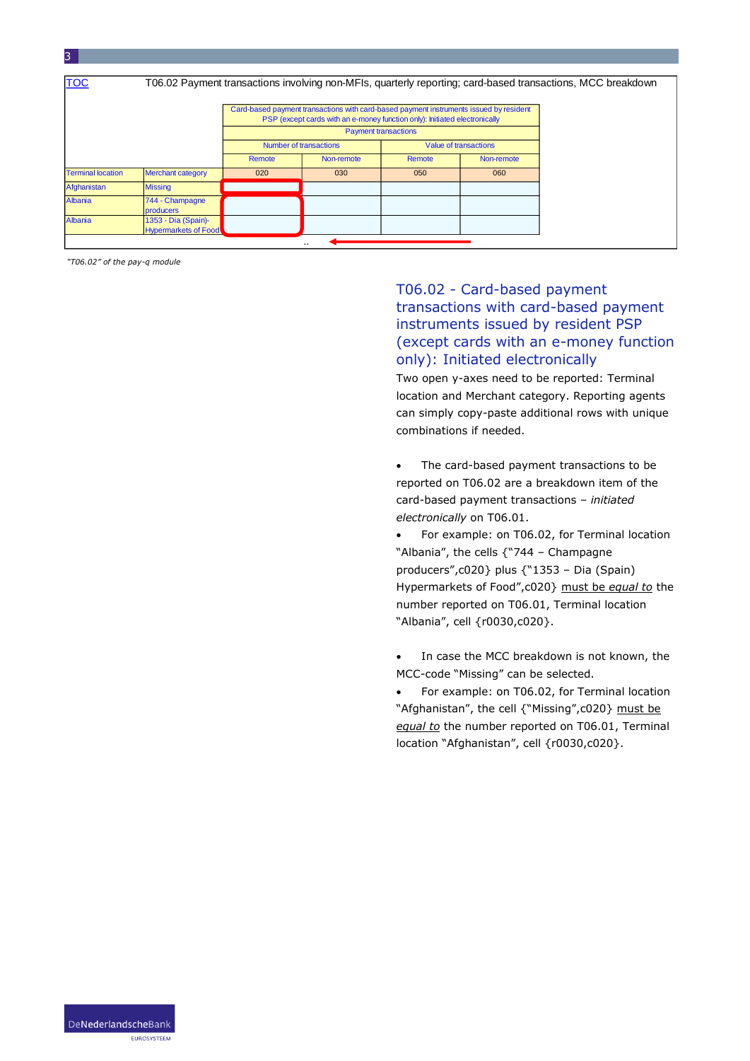| TOC | T06.02 Payment transactions involving non-MFIs, quarterly reporting; card-based transactions, MCC breakdown | | | | |
|---|---|---|---|---|---|
| | | Card-based payment transactions with card-based payment instruments issued by resident PSP (except cards with an e-money function only): Initiated electronically | | | |
| | | Payment transactions | | | |
| | | Number of transactions | | Value of transactions | |
| | | Remote | Non-remote | Remote | Non-remote |
| Terminal location | Merchant category | 020 | 030 | 050 | 060 |
| Afghanistan | Missing | | | | |
| Albania | 744 - Champagne producers | | | | |
| Albania | 1353 - Dia (Spain)-Hypermarkets of Food | | | | |
| | | .. | | | |

*"T06.02" of the pay-q module*

## T06.02 - Card-based payment transactions with card-based payment instruments issued by resident PSP (except cards with an e-money function only): Initiated electronically

Two open y-axes need to be reported: Terminal location and Merchant category. Reporting agents can simply copy-paste additional rows with unique combinations if needed.

- The card-based payment transactions to be reported on T06.02 are a breakdown item of the card-based payment transactions – *initiated electronically* on T06.01.
- For example: on T06.02, for Terminal location "Albania", the cells {"744 – Champagne producers",c020} plus {"1353 – Dia (Spain) Hypermarkets of Food",c020} must be *equal to* the number reported on T06.01, Terminal location "Albania", cell {r0030,c020}.

- In case the MCC breakdown is not known, the MCC-code "Missing" can be selected.
- For example: on T06.02, for Terminal location "Afghanistan", the cell {"Missing",c020} must be *equal to* the number reported on T06.01, Terminal location "Afghanistan", cell {r0030,c020}.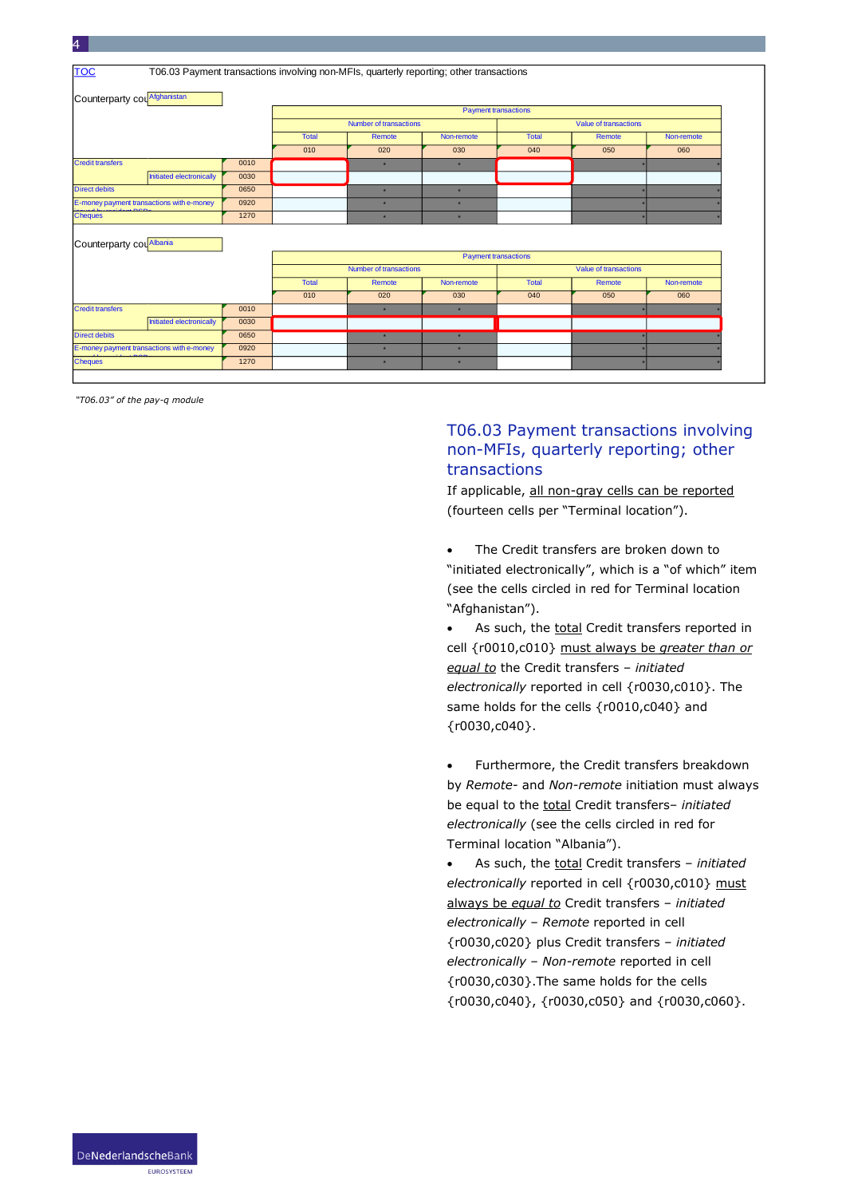| TOC | T06.03 Payment transactions involving non-MFIs, quarterly reporting; other transactions | | | | | | | |
|---|---|---|---|---|---|---|---|---|
| Counterparty cou | Afghanistan | | | | | | | |
| | | | Payment transactions | | | | | |
| | | | Number of transactions | | | Value of transactions | | |
| | | | Total | Remote | Non-remote | Total | Remote | Non-remote |
| | | | 010 | 020 | 030 | 040 | 050 | 060 |
| Credit transfers | | 0010 | | | | | | |
| | Initiated electronically | 0030 | | | | | | |
| Direct debits | | 0650 | | | | | | |
| E-money payment transactions with e-money | | 0920 | | | | | | |
| Cheques | | 1270 | | | | | | |

| Counterparty cou | Albania | | | | | | | |
|---|---|---|---|---|---|---|---|---|
| | | | Payment transactions | | | | | |
| | | | Number of transactions | | | Value of transactions | | |
| | | | Total | Remote | Non-remote | Total | Remote | Non-remote |
| | | | 010 | 020 | 030 | 040 | 050 | 060 |
| Credit transfers | | 0010 | | | | | | |
| | Initiated electronically | 0030 | | | | | | |
| Direct debits | | 0650 | | | | | | |
| E-money payment transactions with e-money | | 0920 | | | | | | |
| Cheques | | 1270 | | | | | | |

*"T06.03" of the pay-q module*

## T06.03 Payment transactions involving non-MFIs, quarterly reporting; other transactions

If applicable, all non-gray cells can be reported (fourteen cells per "Terminal location").

- The Credit transfers are broken down to "initiated electronically", which is a "of which" item (see the cells circled in red for Terminal location "Afghanistan").
- As such, the total Credit transfers reported in cell {r0010,c010} must always be *greater than or equal to* the Credit transfers – *initiated electronically* reported in cell {r0030,c010}. The same holds for the cells {r0010,c040} and {r0030,c040}.

- Furthermore, the Credit transfers breakdown by *Remote*- and *Non-remote* initiation must always be equal to the total Credit transfers– *initiated electronically* (see the cells circled in red for Terminal location "Albania").
- As such, the total Credit transfers – *initiated electronically* reported in cell {r0030,c010} must always be *equal to* Credit transfers – *initiated electronically – Remote* reported in cell {r0030,c020} plus Credit transfers – *initiated electronically – Non-remote* reported in cell {r0030,c030}.The same holds for the cells {r0030,c040}, {r0030,c050} and {r0030,c060}.